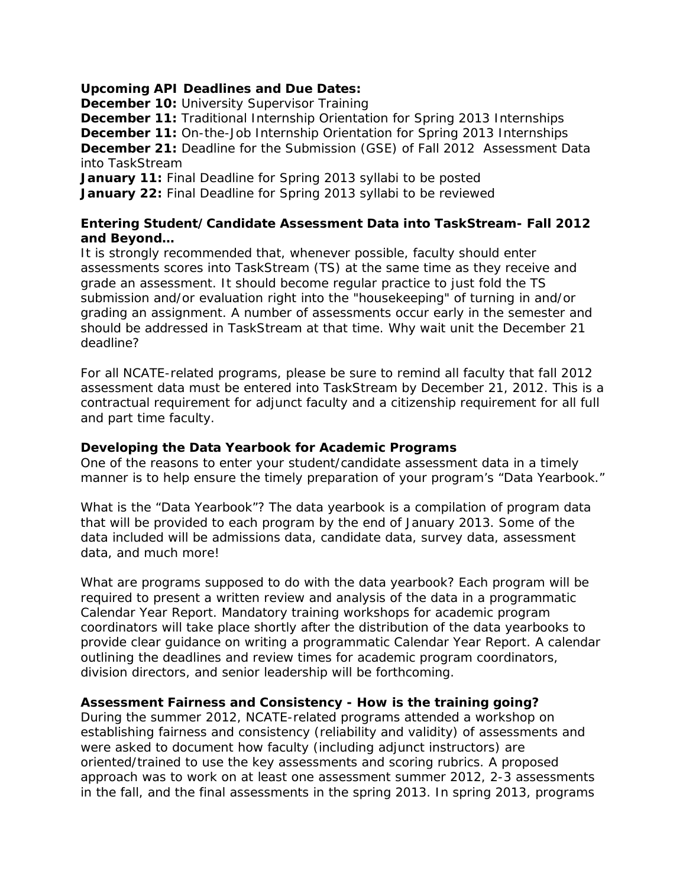**Upcoming API Deadlines and Due Dates:**
**December 10:** University Supervisor Training
**December 11:** Traditional Internship Orientation for Spring 2013 Internships
**December 11:** On-the-Job Internship Orientation for Spring 2013 Internships
**December 21:** Deadline for the Submission (GSE) of Fall 2012 Assessment Data into TaskStream
**January 11:** Final Deadline for Spring 2013 syllabi to be posted
**January 22:** Final Deadline for Spring 2013 syllabi to be reviewed

**Entering Student/Candidate Assessment Data into TaskStream- Fall 2012 and Beyond…**

It is strongly recommended that, whenever possible, faculty should enter assessments scores into TaskStream (TS) at the same time as they receive and grade an assessment. It should become regular practice to just fold the TS submission and/or evaluation right into the "housekeeping" of turning in and/or grading an assignment. A number of assessments occur early in the semester and should be addressed in TaskStream at that time. Why wait unit the December 21 deadline?

For all NCATE-related programs, please be sure to remind all faculty that fall 2012 assessment data must be entered into TaskStream by December 21, 2012. This is a contractual requirement for adjunct faculty and a citizenship requirement for all full and part time faculty.

**Developing the Data Yearbook for Academic Programs**

One of the reasons to enter your student/candidate assessment data in a timely manner is to help ensure the timely preparation of your program's "Data Yearbook."

What is the "Data Yearbook"? The data yearbook is a compilation of program data that will be provided to each program by the end of January 2013. Some of the data included will be admissions data, candidate data, survey data, assessment data, and much more!

What are programs supposed to do with the data yearbook? Each program will be required to present a written review and analysis of the data in a programmatic Calendar Year Report. Mandatory training workshops for academic program coordinators will take place shortly after the distribution of the data yearbooks to provide clear guidance on writing a programmatic Calendar Year Report. A calendar outlining the deadlines and review times for academic program coordinators, division directors, and senior leadership will be forthcoming.

**Assessment Fairness and Consistency - How is the training going?**

During the summer 2012, NCATE-related programs attended a workshop on establishing fairness and consistency (reliability and validity) of assessments and were asked to document how faculty (including adjunct instructors) are oriented/trained to use the key assessments and scoring rubrics. A proposed approach was to work on at least one assessment summer 2012, 2-3 assessments in the fall, and the final assessments in the spring 2013. In spring 2013, programs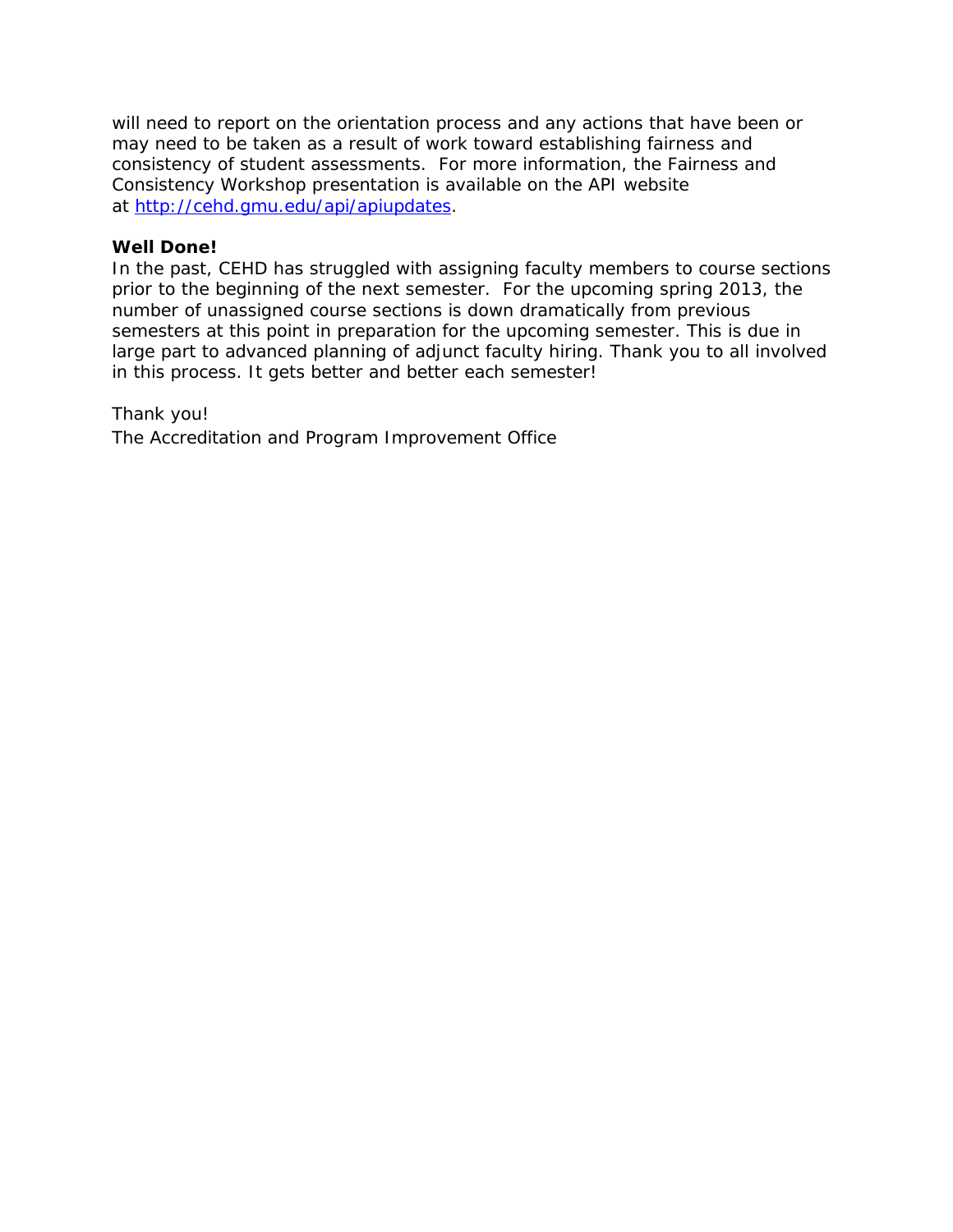will need to report on the orientation process and any actions that have been or may need to be taken as a result of work toward establishing fairness and consistency of student assessments. For more information, the Fairness and Consistency Workshop presentation is available on the API website at http://cehd.gmu.edu/api/apiupdates.

**Well Done!**

In the past, CEHD has struggled with assigning faculty members to course sections prior to the beginning of the next semester. For the upcoming spring 2013, the number of unassigned course sections is down dramatically from previous semesters at this point in preparation for the upcoming semester. This is due in large part to advanced planning of adjunct faculty hiring. Thank you to all involved in this process. It gets better and better each semester!

Thank you!

The Accreditation and Program Improvement Office